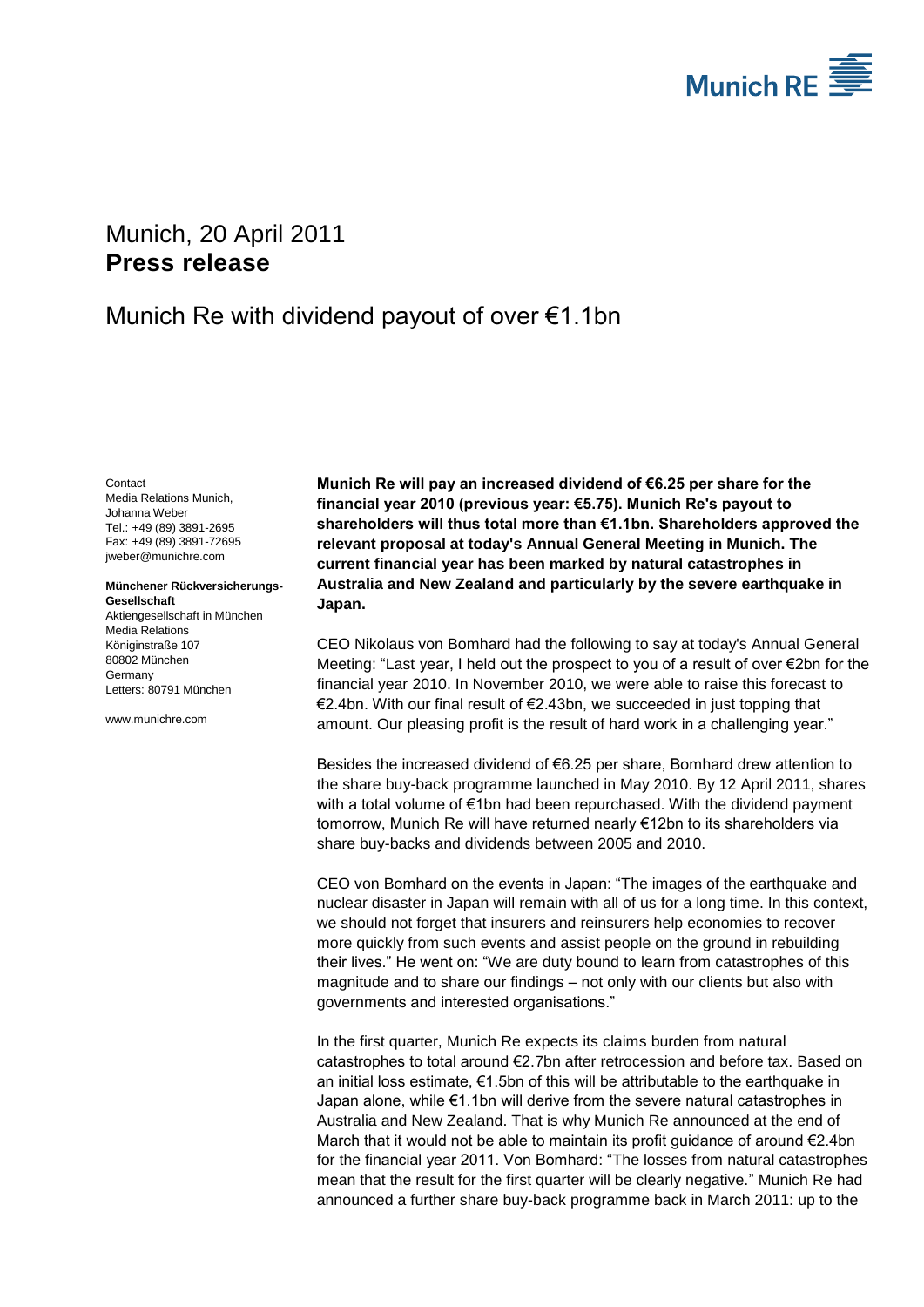Munich, 20 April 2011
**Press release**

# Munich Re with dividend payout of over €1.1bn

Contact
Media Relations Munich,
Johanna Weber
Tel.: +49 (89) 3891-2695
Fax: +49 (89) 3891-72695
jweber@munichre.com

**Münchener Rückversicherungs-Gesellschaft**
Aktiengesellschaft in München
Media Relations
Königinstraße 107
80802 München
Germany
Letters: 80791 München

www.munichre.com

**Munich Re will pay an increased dividend of €6.25 per share for the financial year 2010 (previous year: €5.75). Munich Re's payout to shareholders will thus total more than €1.1bn. Shareholders approved the relevant proposal at today's Annual General Meeting in Munich. The current financial year has been marked by natural catastrophes in Australia and New Zealand and particularly by the severe earthquake in Japan.**

CEO Nikolaus von Bomhard had the following to say at today's Annual General Meeting: "Last year, I held out the prospect to you of a result of over €2bn for the financial year 2010. In November 2010, we were able to raise this forecast to €2.4bn. With our final result of €2.43bn, we succeeded in just topping that amount. Our pleasing profit is the result of hard work in a challenging year."

Besides the increased dividend of €6.25 per share, Bomhard drew attention to the share buy-back programme launched in May 2010. By 12 April 2011, shares with a total volume of €1bn had been repurchased. With the dividend payment tomorrow, Munich Re will have returned nearly €12bn to its shareholders via share buy-backs and dividends between 2005 and 2010.

CEO von Bomhard on the events in Japan: "The images of the earthquake and nuclear disaster in Japan will remain with all of us for a long time. In this context, we should not forget that insurers and reinsurers help economies to recover more quickly from such events and assist people on the ground in rebuilding their lives." He went on: "We are duty bound to learn from catastrophes of this magnitude and to share our findings – not only with our clients but also with governments and interested organisations."

In the first quarter, Munich Re expects its claims burden from natural catastrophes to total around €2.7bn after retrocession and before tax. Based on an initial loss estimate, €1.5bn of this will be attributable to the earthquake in Japan alone, while €1.1bn will derive from the severe natural catastrophes in Australia and New Zealand. That is why Munich Re announced at the end of March that it would not be able to maintain its profit guidance of around €2.4bn for the financial year 2011. Von Bomhard: "The losses from natural catastrophes mean that the result for the first quarter will be clearly negative." Munich Re had announced a further share buy-back programme back in March 2011: up to the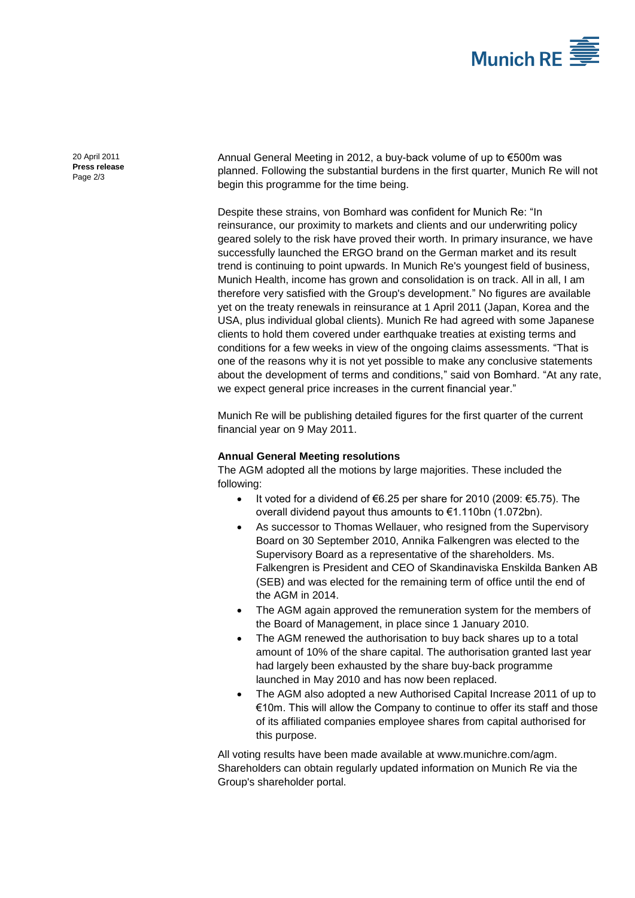Annual General Meeting in 2012, a buy-back volume of up to €500m was planned. Following the substantial burdens in the first quarter, Munich Re will not begin this programme for the time being.

Despite these strains, von Bomhard was confident for Munich Re: "In reinsurance, our proximity to markets and clients and our underwriting policy geared solely to the risk have proved their worth. In primary insurance, we have successfully launched the ERGO brand on the German market and its result trend is continuing to point upwards. In Munich Re's youngest field of business, Munich Health, income has grown and consolidation is on track. All in all, I am therefore very satisfied with the Group's development." No figures are available yet on the treaty renewals in reinsurance at 1 April 2011 (Japan, Korea and the USA, plus individual global clients). Munich Re had agreed with some Japanese clients to hold them covered under earthquake treaties at existing terms and conditions for a few weeks in view of the ongoing claims assessments. "That is one of the reasons why it is not yet possible to make any conclusive statements about the development of terms and conditions," said von Bomhard. "At any rate, we expect general price increases in the current financial year."

Munich Re will be publishing detailed figures for the first quarter of the current financial year on 9 May 2011.

**Annual General Meeting resolutions**

The AGM adopted all the motions by large majorities. These included the following:

- It voted for a dividend of €6.25 per share for 2010 (2009: €5.75). The overall dividend payout thus amounts to €1.110bn (1.072bn).
- As successor to Thomas Wellauer, who resigned from the Supervisory Board on 30 September 2010, Annika Falkengren was elected to the Supervisory Board as a representative of the shareholders. Ms. Falkengren is President and CEO of Skandinaviska Enskilda Banken AB (SEB) and was elected for the remaining term of office until the end of the AGM in 2014.
- The AGM again approved the remuneration system for the members of the Board of Management, in place since 1 January 2010.
- The AGM renewed the authorisation to buy back shares up to a total amount of 10% of the share capital. The authorisation granted last year had largely been exhausted by the share buy-back programme launched in May 2010 and has now been replaced.
- The AGM also adopted a new Authorised Capital Increase 2011 of up to €10m. This will allow the Company to continue to offer its staff and those of its affiliated companies employee shares from capital authorised for this purpose.

All voting results have been made available at www.munichre.com/agm. Shareholders can obtain regularly updated information on Munich Re via the Group's shareholder portal.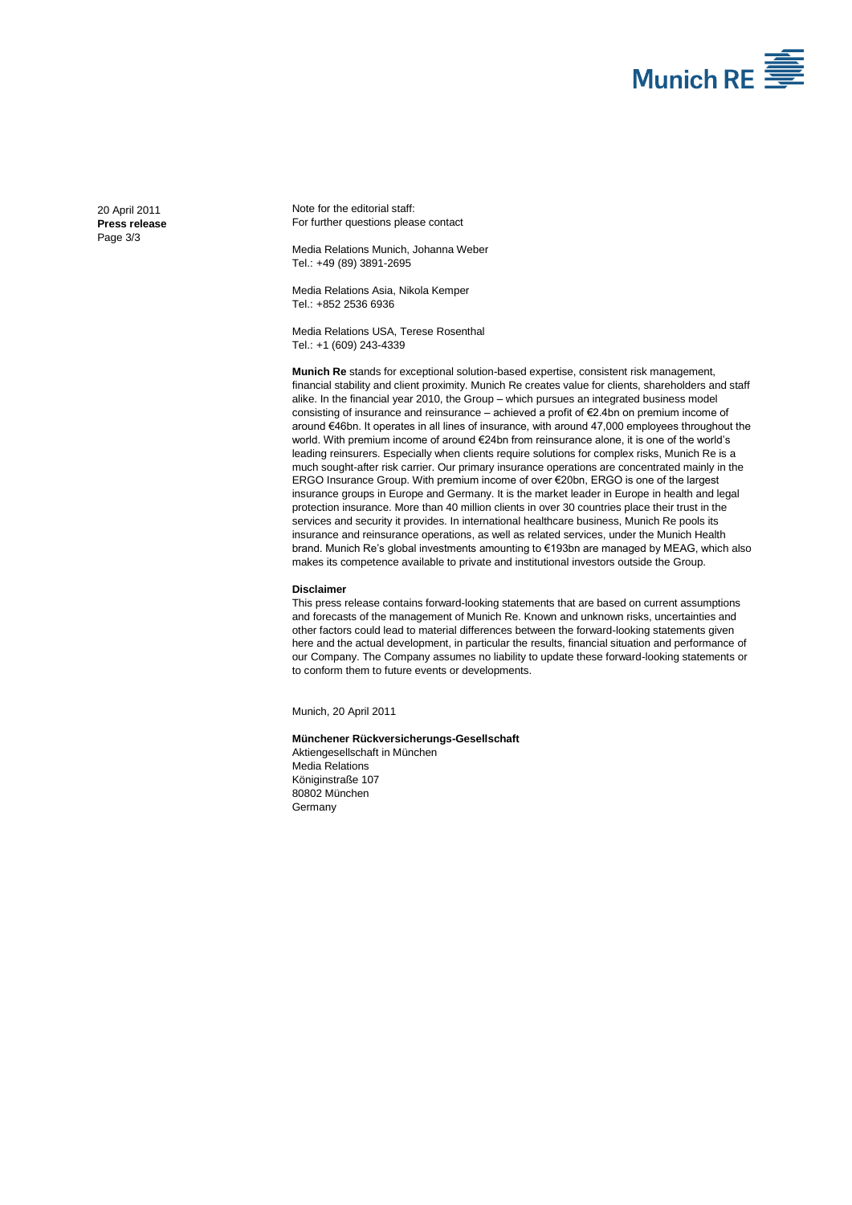Note for the editorial staff:
For further questions please contact

Media Relations Munich, Johanna Weber
Tel.: +49 (89) 3891-2695

Media Relations Asia, Nikola Kemper
Tel.: +852 2536 6936

Media Relations USA, Terese Rosenthal
Tel.: +1 (609) 243-4339

**Munich Re** stands for exceptional solution-based expertise, consistent risk management, financial stability and client proximity. Munich Re creates value for clients, shareholders and staff alike. In the financial year 2010, the Group – which pursues an integrated business model consisting of insurance and reinsurance – achieved a profit of €2.4bn on premium income of around €46bn. It operates in all lines of insurance, with around 47,000 employees throughout the world. With premium income of around €24bn from reinsurance alone, it is one of the world's leading reinsurers. Especially when clients require solutions for complex risks, Munich Re is a much sought-after risk carrier. Our primary insurance operations are concentrated mainly in the ERGO Insurance Group. With premium income of over €20bn, ERGO is one of the largest insurance groups in Europe and Germany. It is the market leader in Europe in health and legal protection insurance. More than 40 million clients in over 30 countries place their trust in the services and security it provides. In international healthcare business, Munich Re pools its insurance and reinsurance operations, as well as related services, under the Munich Health brand. Munich Re's global investments amounting to €193bn are managed by MEAG, which also makes its competence available to private and institutional investors outside the Group.

**Disclaimer**

This press release contains forward-looking statements that are based on current assumptions and forecasts of the management of Munich Re. Known and unknown risks, uncertainties and other factors could lead to material differences between the forward-looking statements given here and the actual development, in particular the results, financial situation and performance of our Company. The Company assumes no liability to update these forward-looking statements or to conform them to future events or developments.

Munich, 20 April 2011

**Münchener Rückversicherungs-Gesellschaft**
Aktiengesellschaft in München
Media Relations
Königinstraße 107
80802 München
Germany